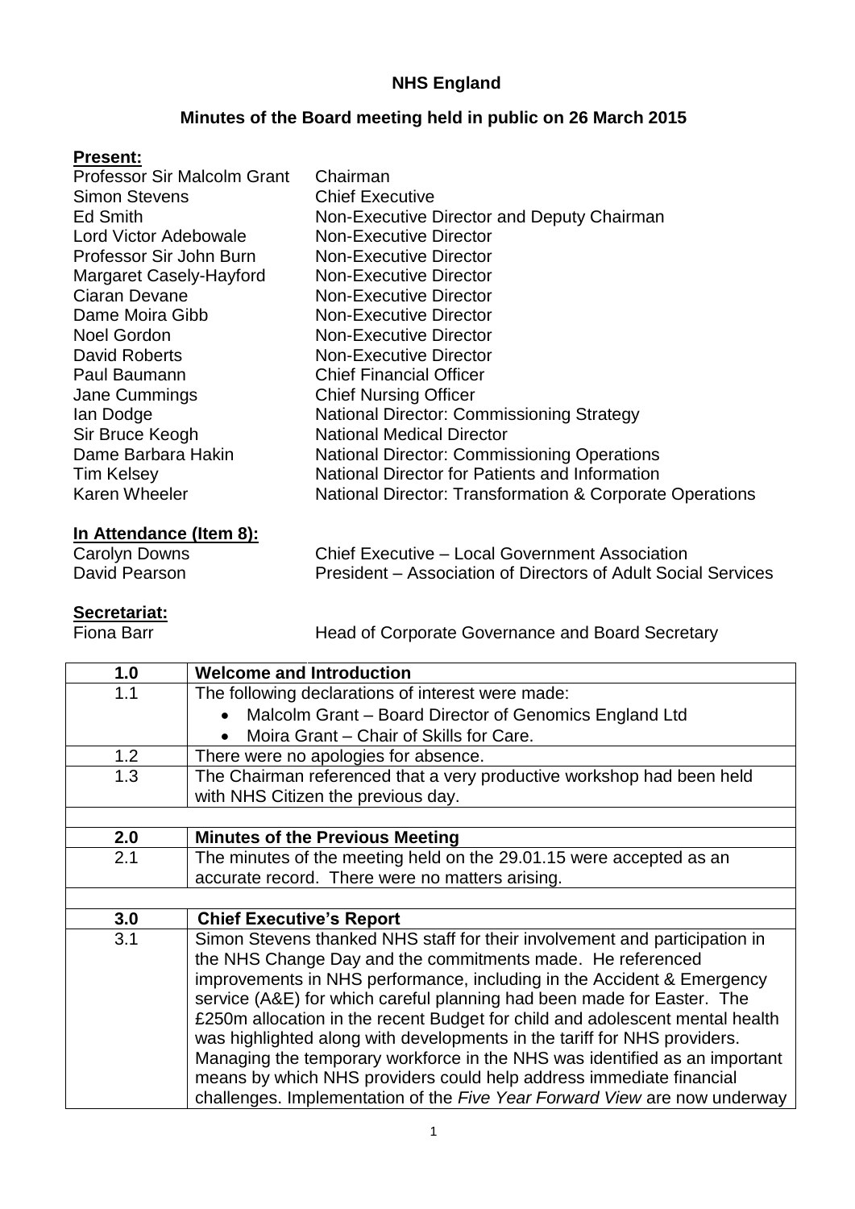# NHS England

## Minutes of the Board meeting held in public on 26 March 2015

**Present:**

| | |
|---|---|
| Professor Sir Malcolm Grant | Chairman |
| Simon Stevens | Chief Executive |
| Ed Smith | Non-Executive Director and Deputy Chairman |
| Lord Victor Adebowale | Non-Executive Director |
| Professor Sir John Burn | Non-Executive Director |
| Margaret Casely-Hayford | Non-Executive Director |
| Ciaran Devane | Non-Executive Director |
| Dame Moira Gibb | Non-Executive Director |
| Noel Gordon | Non-Executive Director |
| David Roberts | Non-Executive Director |
| Paul Baumann | Chief Financial Officer |
| Jane Cummings | Chief Nursing Officer |
| Ian Dodge | National Director: Commissioning Strategy |
| Sir Bruce Keogh | National Medical Director |
| Dame Barbara Hakin | National Director: Commissioning Operations |
| Tim Kelsey | National Director for Patients and Information |
| Karen Wheeler | National Director: Transformation & Corporate Operations |

**In Attendance (Item 8):**

| | |
|---|---|
| Carolyn Downs | Chief Executive – Local Government Association |
| David Pearson | President – Association of Directors of Adult Social Services |

**Secretariat:**

| | |
|---|---|
| Fiona Barr | Head of Corporate Governance and Board Secretary |

| | |
|---|---|
| **1.0** | **Welcome and Introduction** |
| 1.1 | The following declarations of interest were made:<br>• Malcolm Grant – Board Director of Genomics England Ltd<br>• Moira Grant – Chair of Skills for Care. |
| 1.2 | There were no apologies for absence. |
| 1.3 | The Chairman referenced that a very productive workshop had been held with NHS Citizen the previous day. |
| | |
| **2.0** | **Minutes of the Previous Meeting** |
| 2.1 | The minutes of the meeting held on the 29.01.15 were accepted as an accurate record. There were no matters arising. |
| | |
| **3.0** | **Chief Executive's Report** |
| 3.1 | Simon Stevens thanked NHS staff for their involvement and participation in the NHS Change Day and the commitments made. He referenced improvements in NHS performance, including in the Accident & Emergency service (A&E) for which careful planning had been made for Easter. The £250m allocation in the recent Budget for child and adolescent mental health was highlighted along with developments in the tariff for NHS providers. Managing the temporary workforce in the NHS was identified as an important means by which NHS providers could help address immediate financial challenges. Implementation of the *Five Year Forward View* are now underway |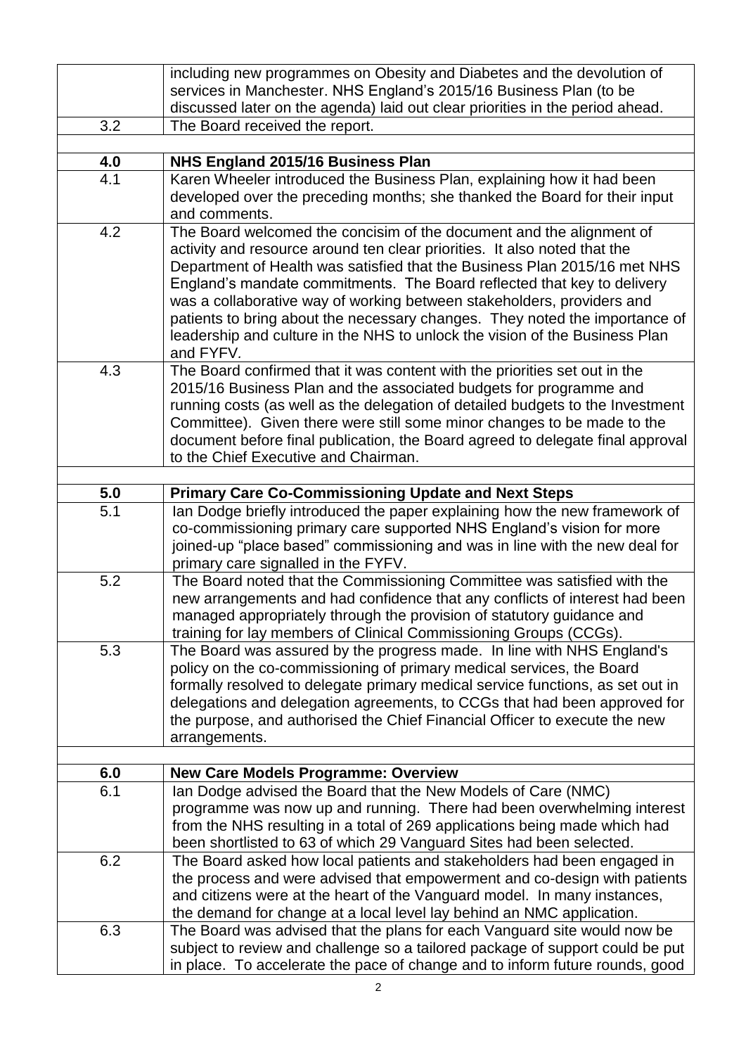| | |
|---|---|
| | including new programmes on Obesity and Diabetes and the devolution of services in Manchester. NHS England's 2015/16 Business Plan (to be discussed later on the agenda) laid out clear priorities in the period ahead. |
| 3.2 | The Board received the report. |
| | |
| **4.0** | **NHS England 2015/16 Business Plan** |
| 4.1 | Karen Wheeler introduced the Business Plan, explaining how it had been developed over the preceding months; she thanked the Board for their input and comments. |
| 4.2 | The Board welcomed the concisim of the document and the alignment of activity and resource around ten clear priorities. It also noted that the Department of Health was satisfied that the Business Plan 2015/16 met NHS England's mandate commitments. The Board reflected that key to delivery was a collaborative way of working between stakeholders, providers and patients to bring about the necessary changes. They noted the importance of leadership and culture in the NHS to unlock the vision of the Business Plan and FYFV. |
| 4.3 | The Board confirmed that it was content with the priorities set out in the 2015/16 Business Plan and the associated budgets for programme and running costs (as well as the delegation of detailed budgets to the Investment Committee). Given there were still some minor changes to be made to the document before final publication, the Board agreed to delegate final approval to the Chief Executive and Chairman. |
| | |
| **5.0** | **Primary Care Co-Commissioning Update and Next Steps** |
| 5.1 | Ian Dodge briefly introduced the paper explaining how the new framework of co-commissioning primary care supported NHS England's vision for more joined-up "place based" commissioning and was in line with the new deal for primary care signalled in the FYFV. |
| 5.2 | The Board noted that the Commissioning Committee was satisfied with the new arrangements and had confidence that any conflicts of interest had been managed appropriately through the provision of statutory guidance and training for lay members of Clinical Commissioning Groups (CCGs). |
| 5.3 | The Board was assured by the progress made. In line with NHS England's policy on the co-commissioning of primary medical services, the Board formally resolved to delegate primary medical service functions, as set out in delegations and delegation agreements, to CCGs that had been approved for the purpose, and authorised the Chief Financial Officer to execute the new arrangements. |
| | |
| **6.0** | **New Care Models Programme: Overview** |
| 6.1 | Ian Dodge advised the Board that the New Models of Care (NMC) programme was now up and running. There had been overwhelming interest from the NHS resulting in a total of 269 applications being made which had been shortlisted to 63 of which 29 Vanguard Sites had been selected. |
| 6.2 | The Board asked how local patients and stakeholders had been engaged in the process and were advised that empowerment and co-design with patients and citizens were at the heart of the Vanguard model. In many instances, the demand for change at a local level lay behind an NMC application. |
| 6.3 | The Board was advised that the plans for each Vanguard site would now be subject to review and challenge so a tailored package of support could be put in place. To accelerate the pace of change and to inform future rounds, good |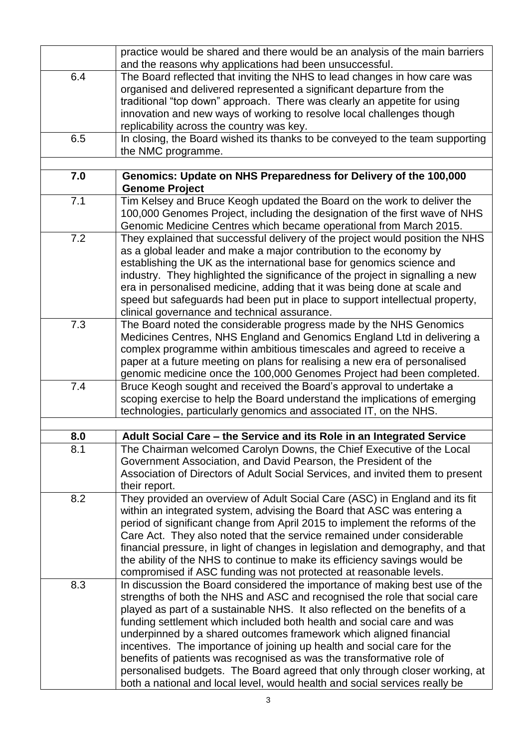| | |
|---|---|
| | practice would be shared and there would be an analysis of the main barriers and the reasons why applications had been unsuccessful. |
| 6.4 | The Board reflected that inviting the NHS to lead changes in how care was organised and delivered represented a significant departure from the traditional "top down" approach. There was clearly an appetite for using innovation and new ways of working to resolve local challenges though replicability across the country was key. |
| 6.5 | In closing, the Board wished its thanks to be conveyed to the team supporting the NMC programme. |
| | |
| **7.0** | **Genomics: Update on NHS Preparedness for Delivery of the 100,000 Genome Project** |
| 7.1 | Tim Kelsey and Bruce Keogh updated the Board on the work to deliver the 100,000 Genomes Project, including the designation of the first wave of NHS Genomic Medicine Centres which became operational from March 2015. |
| 7.2 | They explained that successful delivery of the project would position the NHS as a global leader and make a major contribution to the economy by establishing the UK as the international base for genomics science and industry. They highlighted the significance of the project in signalling a new era in personalised medicine, adding that it was being done at scale and speed but safeguards had been put in place to support intellectual property, clinical governance and technical assurance. |
| 7.3 | The Board noted the considerable progress made by the NHS Genomics Medicines Centres, NHS England and Genomics England Ltd in delivering a complex programme within ambitious timescales and agreed to receive a paper at a future meeting on plans for realising a new era of personalised genomic medicine once the 100,000 Genomes Project had been completed. |
| 7.4 | Bruce Keogh sought and received the Board's approval to undertake a scoping exercise to help the Board understand the implications of emerging technologies, particularly genomics and associated IT, on the NHS. |
| | |
| **8.0** | **Adult Social Care – the Service and its Role in an Integrated Service** |
| 8.1 | The Chairman welcomed Carolyn Downs, the Chief Executive of the Local Government Association, and David Pearson, the President of the Association of Directors of Adult Social Services, and invited them to present their report. |
| 8.2 | They provided an overview of Adult Social Care (ASC) in England and its fit within an integrated system, advising the Board that ASC was entering a period of significant change from April 2015 to implement the reforms of the Care Act. They also noted that the service remained under considerable financial pressure, in light of changes in legislation and demography, and that the ability of the NHS to continue to make its efficiency savings would be compromised if ASC funding was not protected at reasonable levels. |
| 8.3 | In discussion the Board considered the importance of making best use of the strengths of both the NHS and ASC and recognised the role that social care played as part of a sustainable NHS. It also reflected on the benefits of a funding settlement which included both health and social care and was underpinned by a shared outcomes framework which aligned financial incentives. The importance of joining up health and social care for the benefits of patients was recognised as was the transformative role of personalised budgets. The Board agreed that only through closer working, at both a national and local level, would health and social services really be |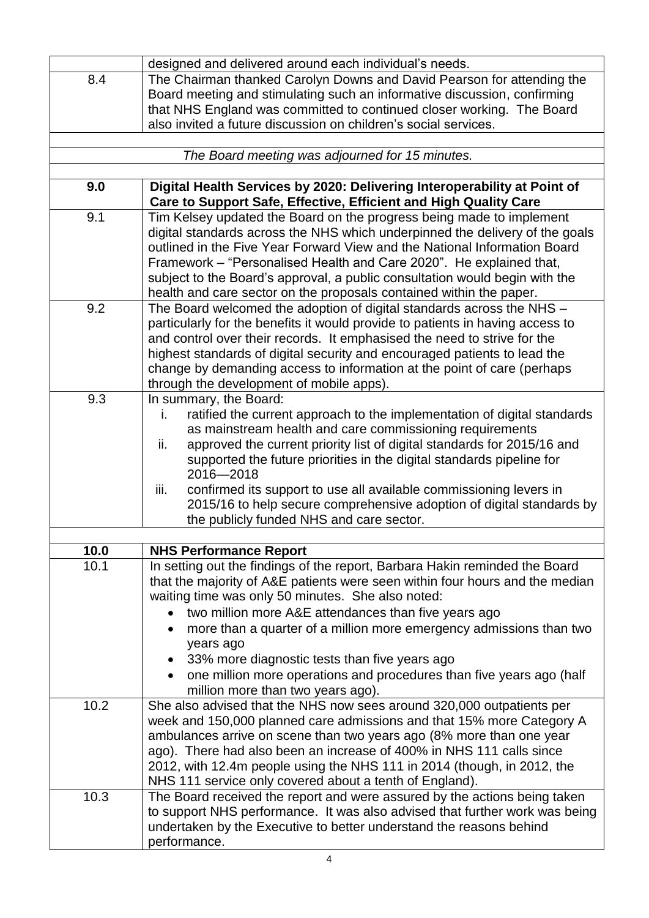| | |
|---|---|
| | designed and delivered around each individual's needs. |
| 8.4 | The Chairman thanked Carolyn Downs and David Pearson for attending the Board meeting and stimulating such an informative discussion, confirming that NHS England was committed to continued closer working. The Board also invited a future discussion on children's social services. |
| | |
| *The Board meeting was adjourned for 15 minutes.* | |
| | |
| **9.0** | **Digital Health Services by 2020: Delivering Interoperability at Point of Care to Support Safe, Effective, Efficient and High Quality Care** |
| 9.1 | Tim Kelsey updated the Board on the progress being made to implement digital standards across the NHS which underpinned the delivery of the goals outlined in the Five Year Forward View and the National Information Board Framework – "Personalised Health and Care 2020". He explained that, subject to the Board's approval, a public consultation would begin with the health and care sector on the proposals contained within the paper. |
| 9.2 | The Board welcomed the adoption of digital standards across the NHS – particularly for the benefits it would provide to patients in having access to and control over their records. It emphasised the need to strive for the highest standards of digital security and encouraged patients to lead the change by demanding access to information at the point of care (perhaps through the development of mobile apps). |
| 9.3 | In summary, the Board:<br>i. ratified the current approach to the implementation of digital standards as mainstream health and care commissioning requirements<br>ii. approved the current priority list of digital standards for 2015/16 and supported the future priorities in the digital standards pipeline for 2016—2018<br>iii. confirmed its support to use all available commissioning levers in 2015/16 to help secure comprehensive adoption of digital standards by the publicly funded NHS and care sector. |
| | |
| **10.0** | **NHS Performance Report** |
| 10.1 | In setting out the findings of the report, Barbara Hakin reminded the Board that the majority of A&E patients were seen within four hours and the median waiting time was only 50 minutes. She also noted:<br>• two million more A&E attendances than five years ago<br>• more than a quarter of a million more emergency admissions than two years ago<br>• 33% more diagnostic tests than five years ago<br>• one million more operations and procedures than five years ago (half million more than two years ago). |
| 10.2 | She also advised that the NHS now sees around 320,000 outpatients per week and 150,000 planned care admissions and that 15% more Category A ambulances arrive on scene than two years ago (8% more than one year ago). There had also been an increase of 400% in NHS 111 calls since 2012, with 12.4m people using the NHS 111 in 2014 (though, in 2012, the NHS 111 service only covered about a tenth of England). |
| 10.3 | The Board received the report and were assured by the actions being taken to support NHS performance. It was also advised that further work was being undertaken by the Executive to better understand the reasons behind performance. |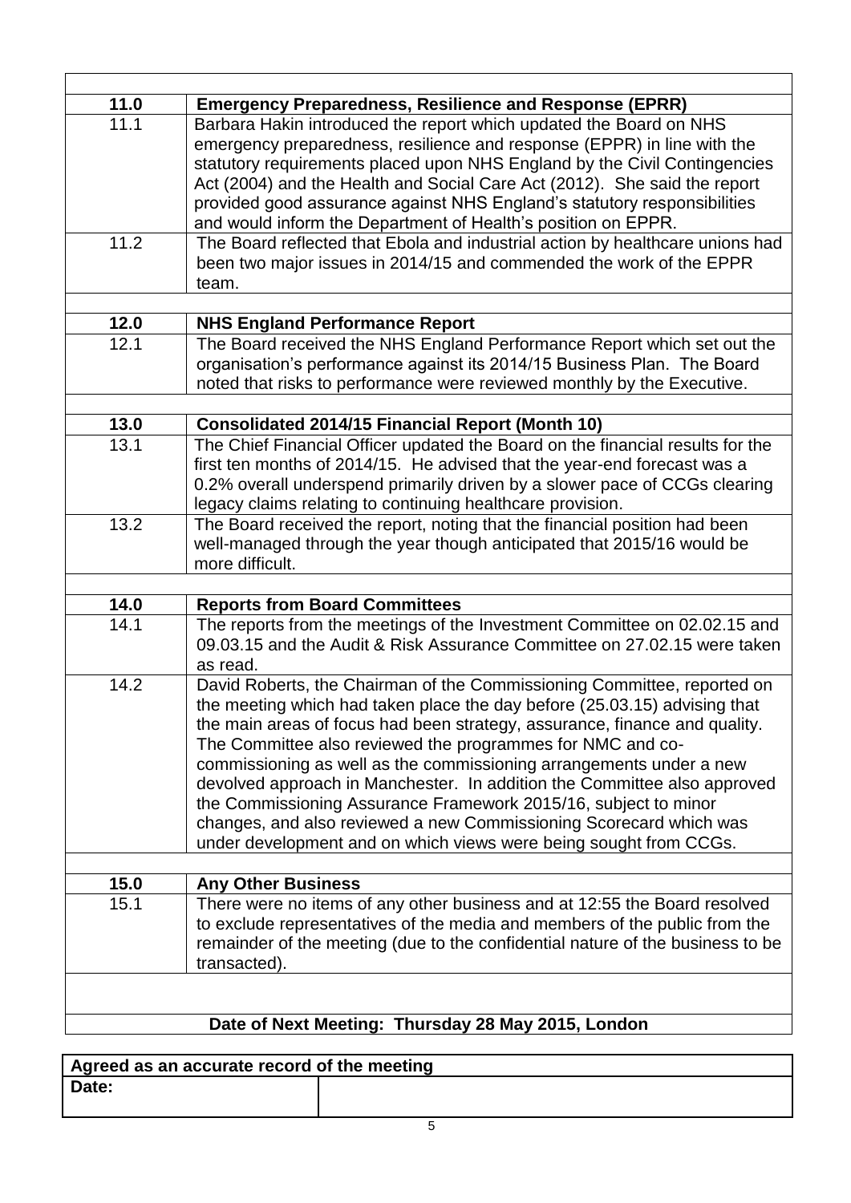| | |
|---|---|
| **11.0** | **Emergency Preparedness, Resilience and Response (EPRR)** |
| 11.1 | Barbara Hakin introduced the report which updated the Board on NHS emergency preparedness, resilience and response (EPRR) in line with the statutory requirements placed upon NHS England by the Civil Contingencies Act (2004) and the Health and Social Care Act (2012). She said the report provided good assurance against NHS England's statutory responsibilities and would inform the Department of Health's position on EPRR. |
| 11.2 | The Board reflected that Ebola and industrial action by healthcare unions had been two major issues in 2014/15 and commended the work of the EPPR team. |
| | |
| **12.0** | **NHS England Performance Report** |
| 12.1 | The Board received the NHS England Performance Report which set out the organisation's performance against its 2014/15 Business Plan. The Board noted that risks to performance were reviewed monthly by the Executive. |
| | |
| **13.0** | **Consolidated 2014/15 Financial Report (Month 10)** |
| 13.1 | The Chief Financial Officer updated the Board on the financial results for the first ten months of 2014/15. He advised that the year-end forecast was a 0.2% overall underspend primarily driven by a slower pace of CCGs clearing legacy claims relating to continuing healthcare provision. |
| 13.2 | The Board received the report, noting that the financial position had been well-managed through the year though anticipated that 2015/16 would be more difficult. |
| | |
| **14.0** | **Reports from Board Committees** |
| 14.1 | The reports from the meetings of the Investment Committee on 02.02.15 and 09.03.15 and the Audit & Risk Assurance Committee on 27.02.15 were taken as read. |
| 14.2 | David Roberts, the Chairman of the Commissioning Committee, reported on the meeting which had taken place the day before (25.03.15) advising that the main areas of focus had been strategy, assurance, finance and quality. The Committee also reviewed the programmes for NMC and co-commissioning as well as the commissioning arrangements under a new devolved approach in Manchester. In addition the Committee also approved the Commissioning Assurance Framework 2015/16, subject to minor changes, and also reviewed a new Commissioning Scorecard which was under development and on which views were being sought from CCGs. |
| | |
| **15.0** | **Any Other Business** |
| 15.1 | There were no items of any other business and at 12:55 the Board resolved to exclude representatives of the media and members of the public from the remainder of the meeting (due to the confidential nature of the business to be transacted). |

**Date of Next Meeting: Thursday 28 May 2015, London**

| **Agreed as an accurate record of the meeting** | |
|---|---|
| **Date:** | |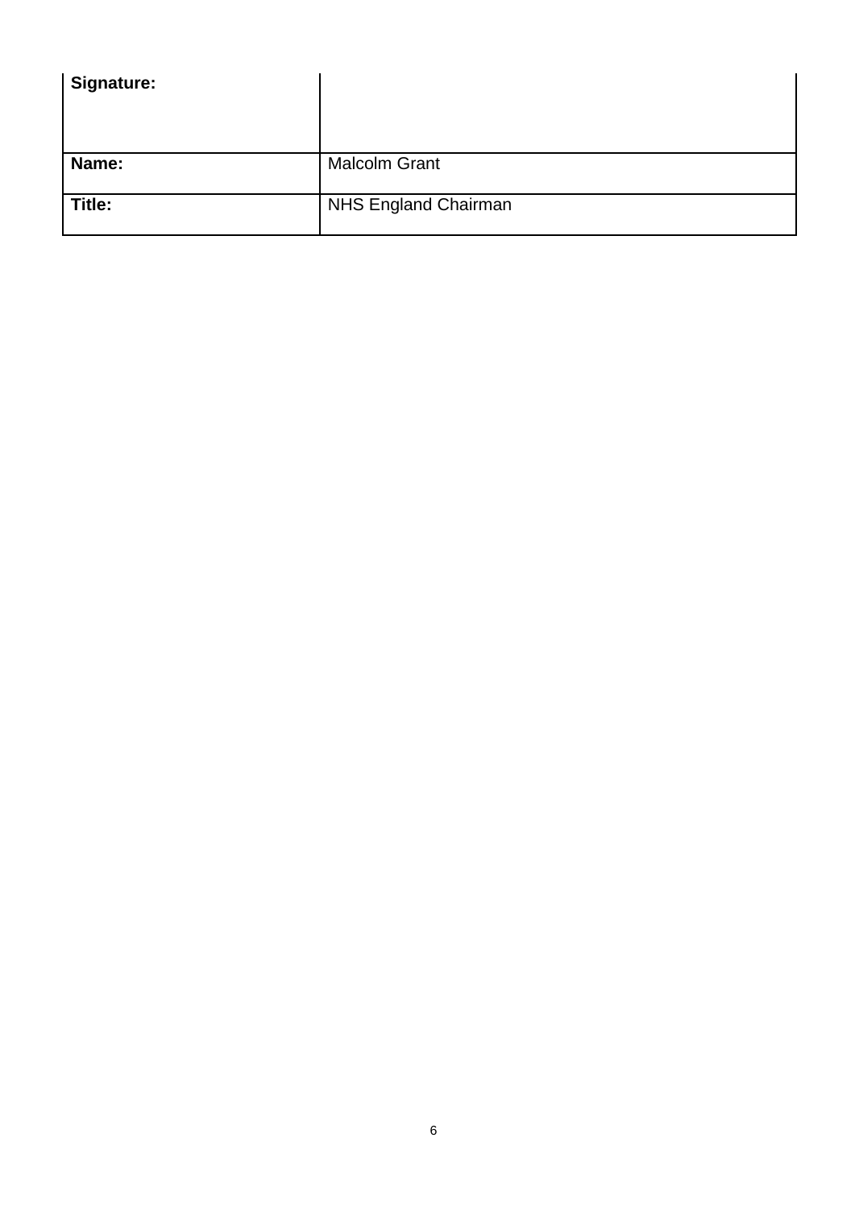| | |
|---|---|
| **Signature:** | |
| **Name:** | Malcolm Grant |
| **Title:** | NHS England Chairman |